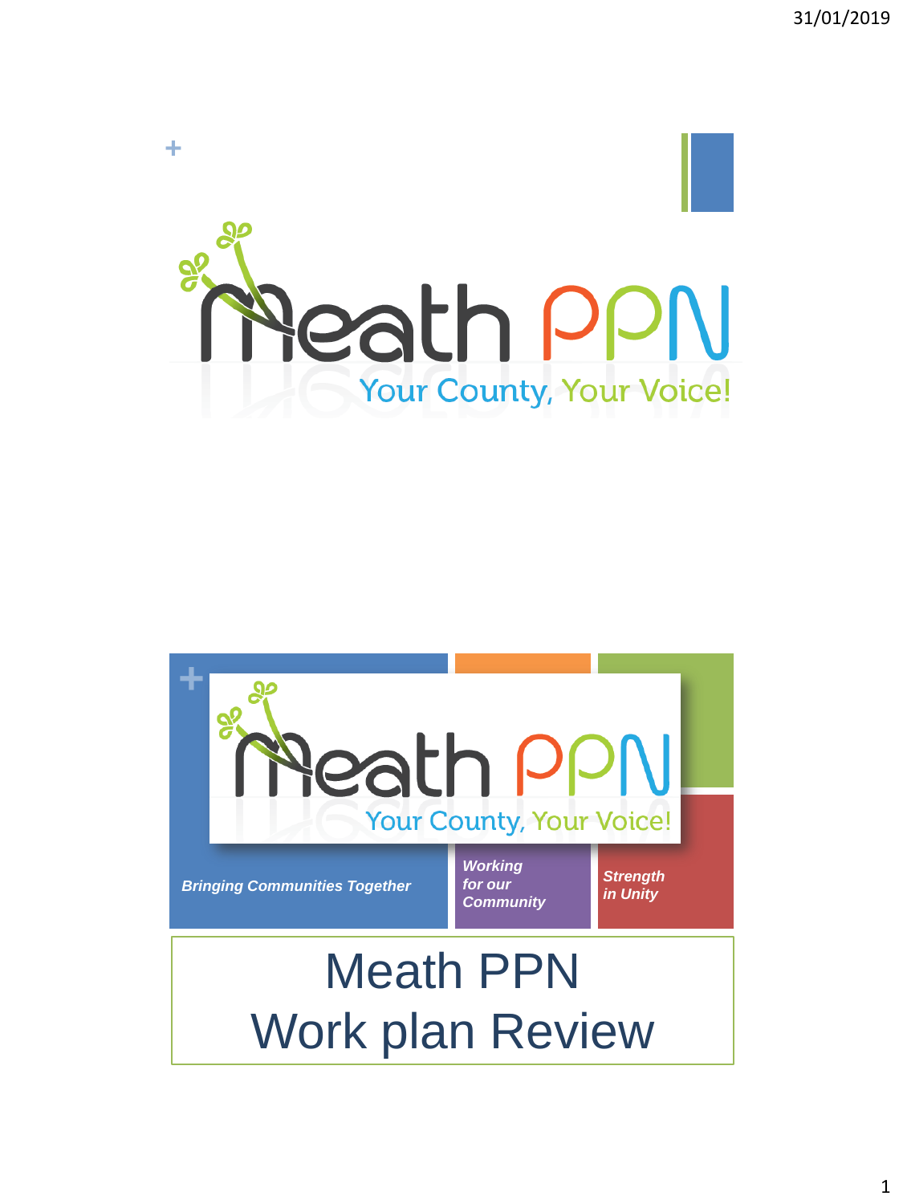Meath PPN

Your County, Your Voice!

Meath PPN

Your County, Your Voice!

*Bringing Communities Together*

*Working for our Community*

*Strength in Unity*

# Meath PPN
# Work plan Review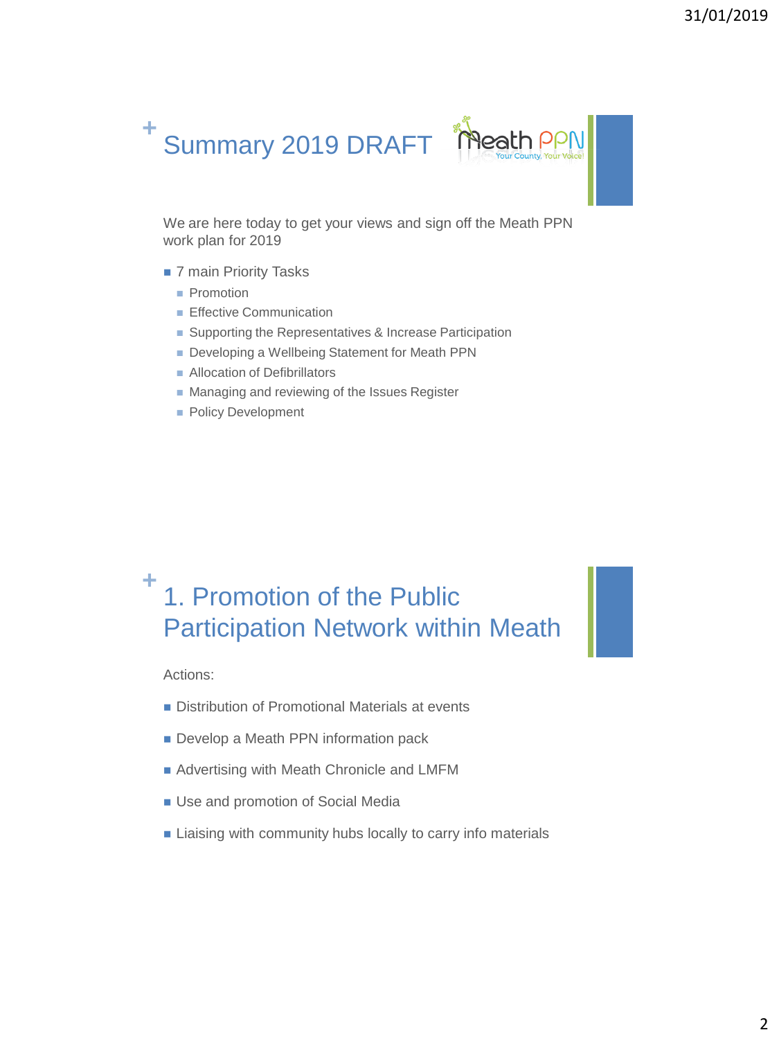# Summary 2019 DRAFT

We are here today to get your views and sign off the Meath PPN work plan for 2019

- 7 main Priority Tasks
  - Promotion
  - Effective Communication
  - Supporting the Representatives & Increase Participation
  - Developing a Wellbeing Statement for Meath PPN
  - Allocation of Defibrillators
  - Managing and reviewing of the Issues Register
  - Policy Development

# 1. Promotion of the Public Participation Network within Meath

Actions:

- Distribution of Promotional Materials at events
- Develop a Meath PPN information pack
- Advertising with Meath Chronicle and LMFM
- Use and promotion of Social Media
- Liaising with community hubs locally to carry info materials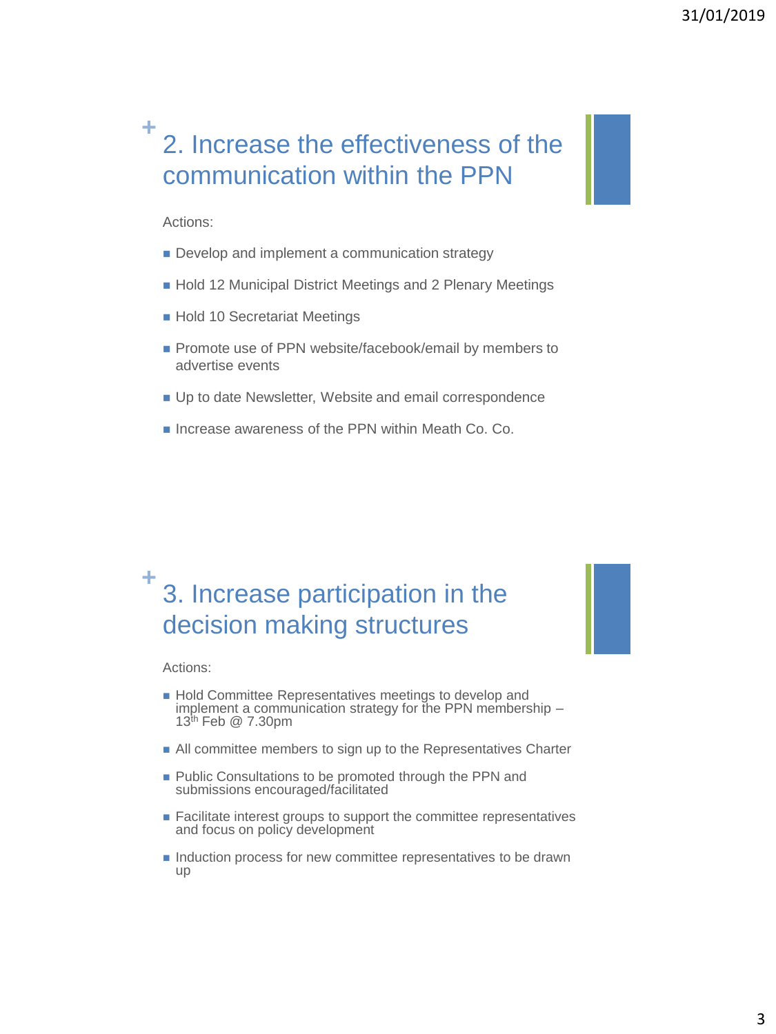## 2. Increase the effectiveness of the communication within the PPN

Actions:

- Develop and implement a communication strategy
- Hold 12 Municipal District Meetings and 2 Plenary Meetings
- Hold 10 Secretariat Meetings
- Promote use of PPN website/facebook/email by members to advertise events
- Up to date Newsletter, Website and email correspondence
- Increase awareness of the PPN within Meath Co. Co.

## 3. Increase participation in the decision making structures

Actions:

- Hold Committee Representatives meetings to develop and implement a communication strategy for the PPN membership – 13th Feb @ 7.30pm
- All committee members to sign up to the Representatives Charter
- Public Consultations to be promoted through the PPN and submissions encouraged/facilitated
- Facilitate interest groups to support the committee representatives and focus on policy development
- Induction process for new committee representatives to be drawn up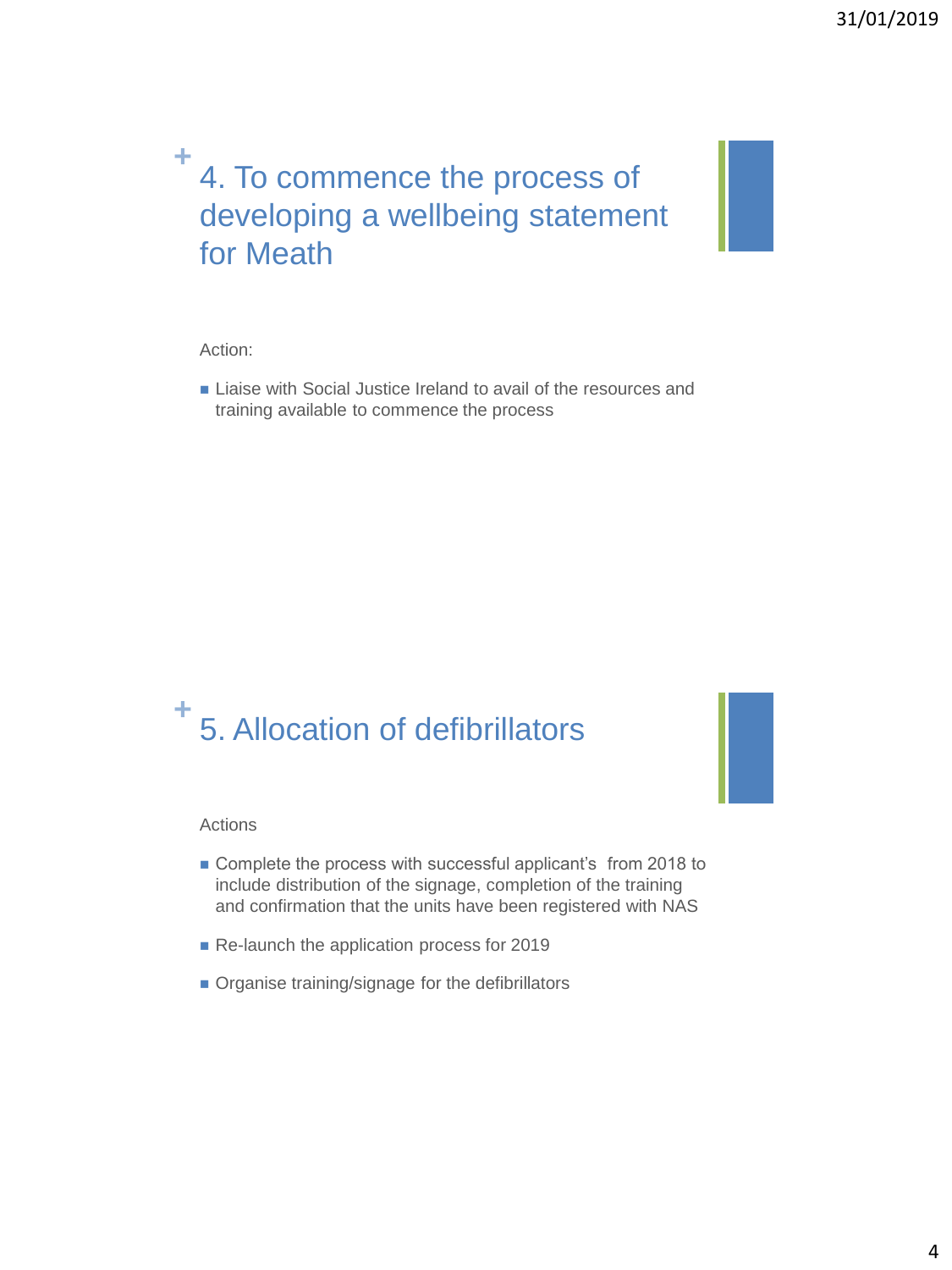## 4. To commence the process of developing a wellbeing statement for Meath

Action:

- Liaise with Social Justice Ireland to avail of the resources and training available to commence the process

## 5. Allocation of defibrillators

Actions

- Complete the process with successful applicant's from 2018 to include distribution of the signage, completion of the training and confirmation that the units have been registered with NAS
- Re-launch the application process for 2019
- Organise training/signage for the defibrillators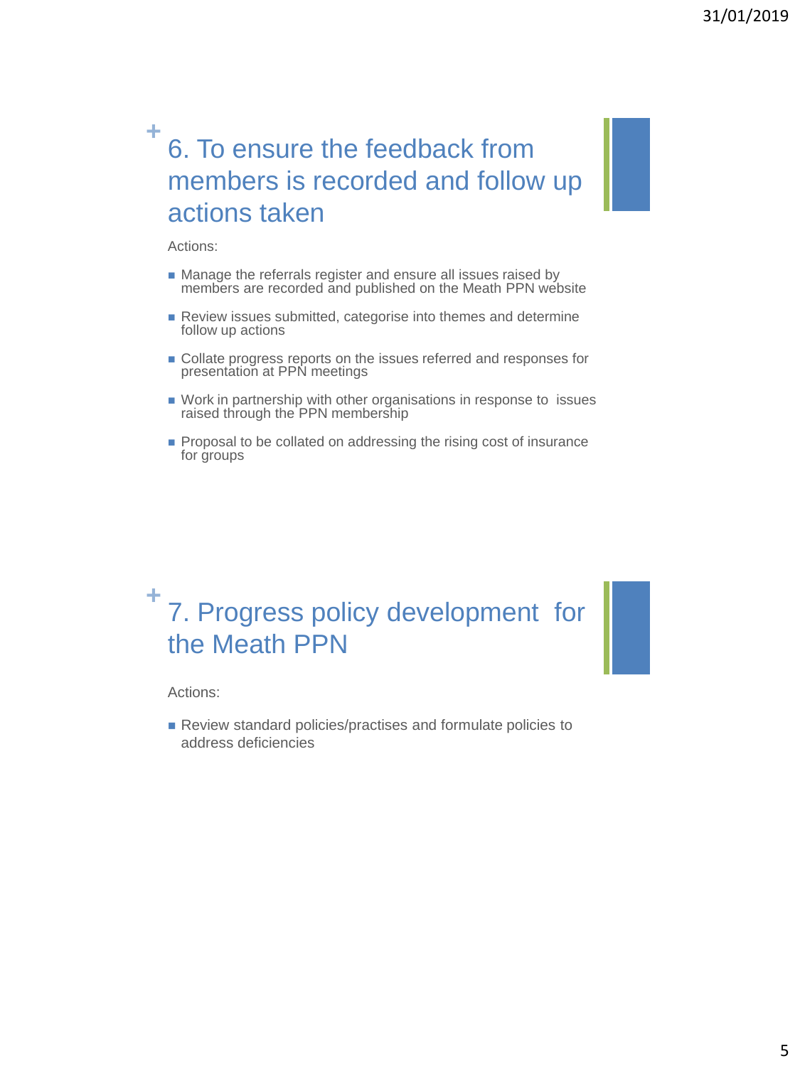## 6. To ensure the feedback from members is recorded and follow up actions taken

Actions:

- Manage the referrals register and ensure all issues raised by members are recorded and published on the Meath PPN website
- Review issues submitted, categorise into themes and determine follow up actions
- Collate progress reports on the issues referred and responses for presentation at PPN meetings
- Work in partnership with other organisations in response to issues raised through the PPN membership
- Proposal to be collated on addressing the rising cost of insurance for groups

## 7. Progress policy development for the Meath PPN

Actions:

- Review standard policies/practises and formulate policies to address deficiencies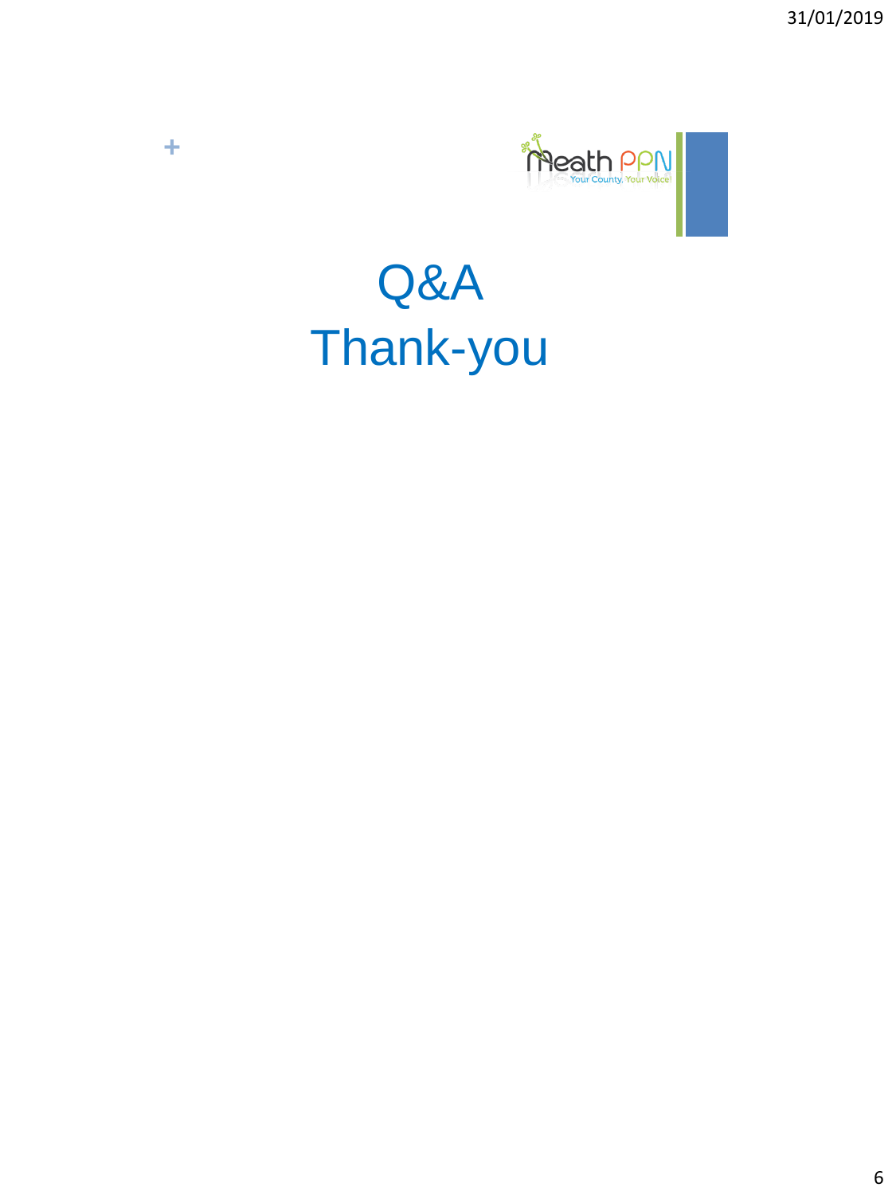# Q&A
# Thank-you